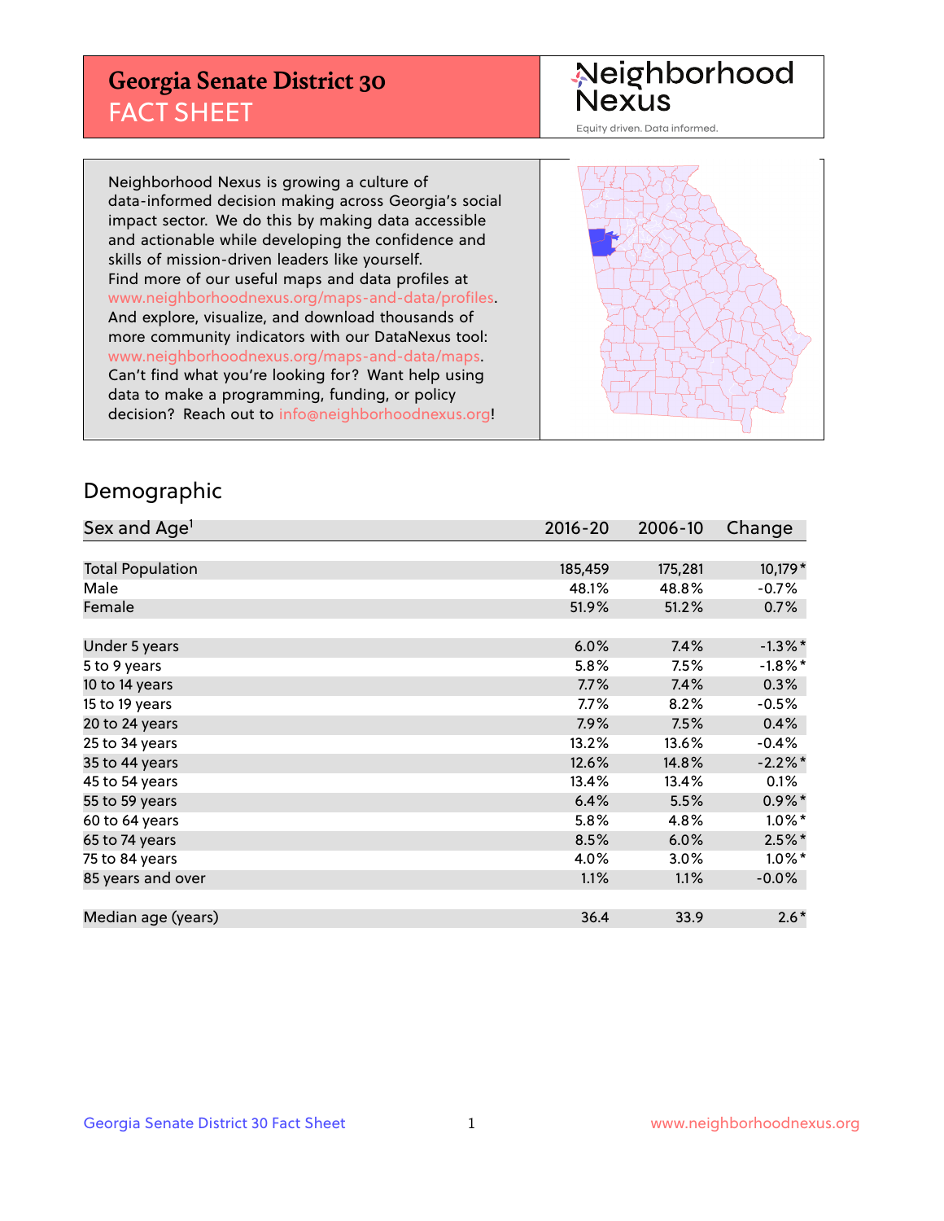# Georgia Senate District 30
## FACT SHEET

Neighborhood Nexus
Equity driven. Data informed.

Neighborhood Nexus is growing a culture of data-informed decision making across Georgia's social impact sector. We do this by making data accessible and actionable while developing the confidence and skills of mission-driven leaders like yourself. Find more of our useful maps and data profiles at www.neighborhoodnexus.org/maps-and-data/profiles. And explore, visualize, and download thousands of more community indicators with our DataNexus tool: www.neighborhoodnexus.org/maps-and-data/maps. Can't find what you're looking for? Want help using data to make a programming, funding, or policy decision? Reach out to info@neighborhoodnexus.org!

## Demographic

| Sex and Age[1] | 2016-20 | 2006-10 | Change |
|---|---|---|---|
| Total Population | 185,459 | 175,281 | 10,179* |
| Male | 48.1% | 48.8% | -0.7% |
| Female | 51.9% | 51.2% | 0.7% |
| | | | |
| Under 5 years | 6.0% | 7.4% | -1.3%* |
| 5 to 9 years | 5.8% | 7.5% | -1.8%* |
| 10 to 14 years | 7.7% | 7.4% | 0.3% |
| 15 to 19 years | 7.7% | 8.2% | -0.5% |
| 20 to 24 years | 7.9% | 7.5% | 0.4% |
| 25 to 34 years | 13.2% | 13.6% | -0.4% |
| 35 to 44 years | 12.6% | 14.8% | -2.2%* |
| 45 to 54 years | 13.4% | 13.4% | 0.1% |
| 55 to 59 years | 6.4% | 5.5% | 0.9%* |
| 60 to 64 years | 5.8% | 4.8% | 1.0%* |
| 65 to 74 years | 8.5% | 6.0% | 2.5%* |
| 75 to 84 years | 4.0% | 3.0% | 1.0%* |
| 85 years and over | 1.1% | 1.1% | -0.0% |
| | | | |
| Median age (years) | 36.4 | 33.9 | 2.6* |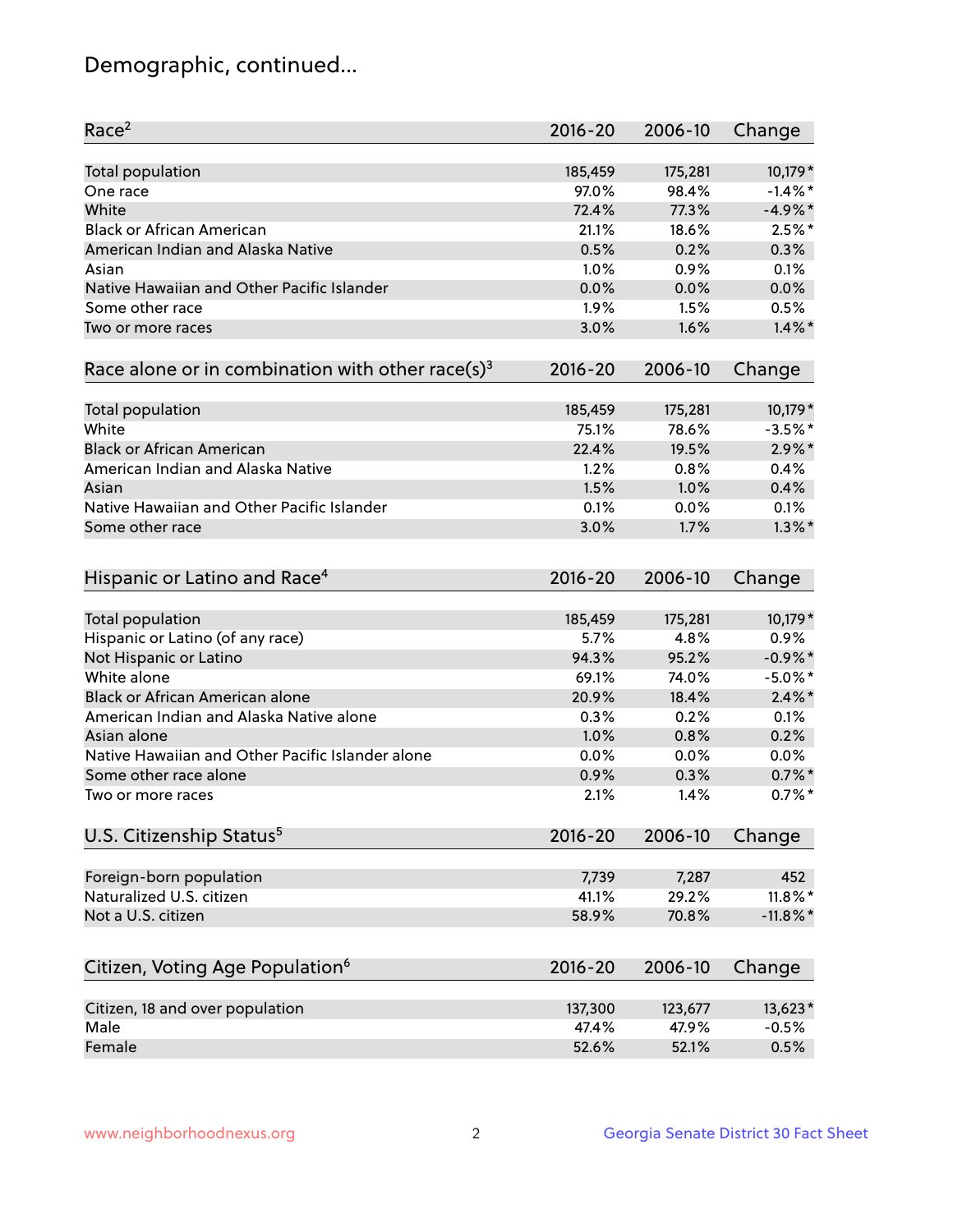# Demographic, continued...

| Race[2] | 2016-20 | 2006-10 | Change |
|---|---|---|---|
| Total population | 185,459 | 175,281 | 10,179* |
| One race | 97.0% | 98.4% | -1.4%* |
| White | 72.4% | 77.3% | -4.9%* |
| Black or African American | 21.1% | 18.6% | 2.5%* |
| American Indian and Alaska Native | 0.5% | 0.2% | 0.3% |
| Asian | 1.0% | 0.9% | 0.1% |
| Native Hawaiian and Other Pacific Islander | 0.0% | 0.0% | 0.0% |
| Some other race | 1.9% | 1.5% | 0.5% |
| Two or more races | 3.0% | 1.6% | 1.4%* |

| Race alone or in combination with other race(s)[3] | 2016-20 | 2006-10 | Change |
|---|---|---|---|
| Total population | 185,459 | 175,281 | 10,179* |
| White | 75.1% | 78.6% | -3.5%* |
| Black or African American | 22.4% | 19.5% | 2.9%* |
| American Indian and Alaska Native | 1.2% | 0.8% | 0.4% |
| Asian | 1.5% | 1.0% | 0.4% |
| Native Hawaiian and Other Pacific Islander | 0.1% | 0.0% | 0.1% |
| Some other race | 3.0% | 1.7% | 1.3%* |

| Hispanic or Latino and Race[4] | 2016-20 | 2006-10 | Change |
|---|---|---|---|
| Total population | 185,459 | 175,281 | 10,179* |
| Hispanic or Latino (of any race) | 5.7% | 4.8% | 0.9% |
| Not Hispanic or Latino | 94.3% | 95.2% | -0.9%* |
| White alone | 69.1% | 74.0% | -5.0%* |
| Black or African American alone | 20.9% | 18.4% | 2.4%* |
| American Indian and Alaska Native alone | 0.3% | 0.2% | 0.1% |
| Asian alone | 1.0% | 0.8% | 0.2% |
| Native Hawaiian and Other Pacific Islander alone | 0.0% | 0.0% | 0.0% |
| Some other race alone | 0.9% | 0.3% | 0.7%* |
| Two or more races | 2.1% | 1.4% | 0.7%* |

| U.S. Citizenship Status[5] | 2016-20 | 2006-10 | Change |
|---|---|---|---|
| Foreign-born population | 7,739 | 7,287 | 452 |
| Naturalized U.S. citizen | 41.1% | 29.2% | 11.8%* |
| Not a U.S. citizen | 58.9% | 70.8% | -11.8%* |

| Citizen, Voting Age Population[6] | 2016-20 | 2006-10 | Change |
|---|---|---|---|
| Citizen, 18 and over population | 137,300 | 123,677 | 13,623* |
| Male | 47.4% | 47.9% | -0.5% |
| Female | 52.6% | 52.1% | 0.5% |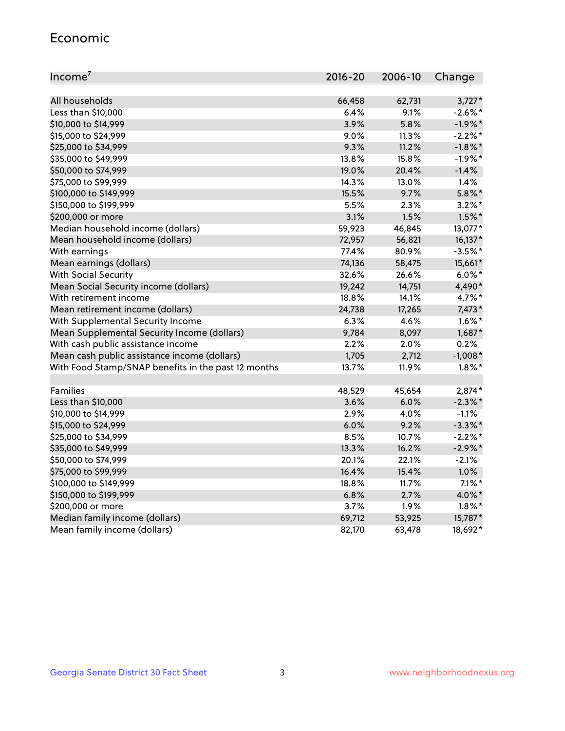## Economic

| Income[7] | 2016-20 | 2006-10 | Change |
|---|---|---|---|
| All households | 66,458 | 62,731 | 3,727* |
| Less than $10,000 | 6.4% | 9.1% | -2.6%* |
| $10,000 to $14,999 | 3.9% | 5.8% | -1.9%* |
| $15,000 to $24,999 | 9.0% | 11.3% | -2.2%* |
| $25,000 to $34,999 | 9.3% | 11.2% | -1.8%* |
| $35,000 to $49,999 | 13.8% | 15.8% | -1.9%* |
| $50,000 to $74,999 | 19.0% | 20.4% | -1.4% |
| $75,000 to $99,999 | 14.3% | 13.0% | 1.4% |
| $100,000 to $149,999 | 15.5% | 9.7% | 5.8%* |
| $150,000 to $199,999 | 5.5% | 2.3% | 3.2%* |
| $200,000 or more | 3.1% | 1.5% | 1.5%* |
| Median household income (dollars) | 59,923 | 46,845 | 13,077* |
| Mean household income (dollars) | 72,957 | 56,821 | 16,137* |
| With earnings | 77.4% | 80.9% | -3.5%* |
| Mean earnings (dollars) | 74,136 | 58,475 | 15,661* |
| With Social Security | 32.6% | 26.6% | 6.0%* |
| Mean Social Security income (dollars) | 19,242 | 14,751 | 4,490* |
| With retirement income | 18.8% | 14.1% | 4.7%* |
| Mean retirement income (dollars) | 24,738 | 17,265 | 7,473* |
| With Supplemental Security Income | 6.3% | 4.6% | 1.6%* |
| Mean Supplemental Security Income (dollars) | 9,784 | 8,097 | 1,687* |
| With cash public assistance income | 2.2% | 2.0% | 0.2% |
| Mean cash public assistance income (dollars) | 1,705 | 2,712 | -1,008* |
| With Food Stamp/SNAP benefits in the past 12 months | 13.7% | 11.9% | 1.8%* |
| | | | |
| Families | 48,529 | 45,654 | 2,874* |
| Less than $10,000 | 3.6% | 6.0% | -2.3%* |
| $10,000 to $14,999 | 2.9% | 4.0% | -1.1% |
| $15,000 to $24,999 | 6.0% | 9.2% | -3.3%* |
| $25,000 to $34,999 | 8.5% | 10.7% | -2.2%* |
| $35,000 to $49,999 | 13.3% | 16.2% | -2.9%* |
| $50,000 to $74,999 | 20.1% | 22.1% | -2.1% |
| $75,000 to $99,999 | 16.4% | 15.4% | 1.0% |
| $100,000 to $149,999 | 18.8% | 11.7% | 7.1%* |
| $150,000 to $199,999 | 6.8% | 2.7% | 4.0%* |
| $200,000 or more | 3.7% | 1.9% | 1.8%* |
| Median family income (dollars) | 69,712 | 53,925 | 15,787* |
| Mean family income (dollars) | 82,170 | 63,478 | 18,692* |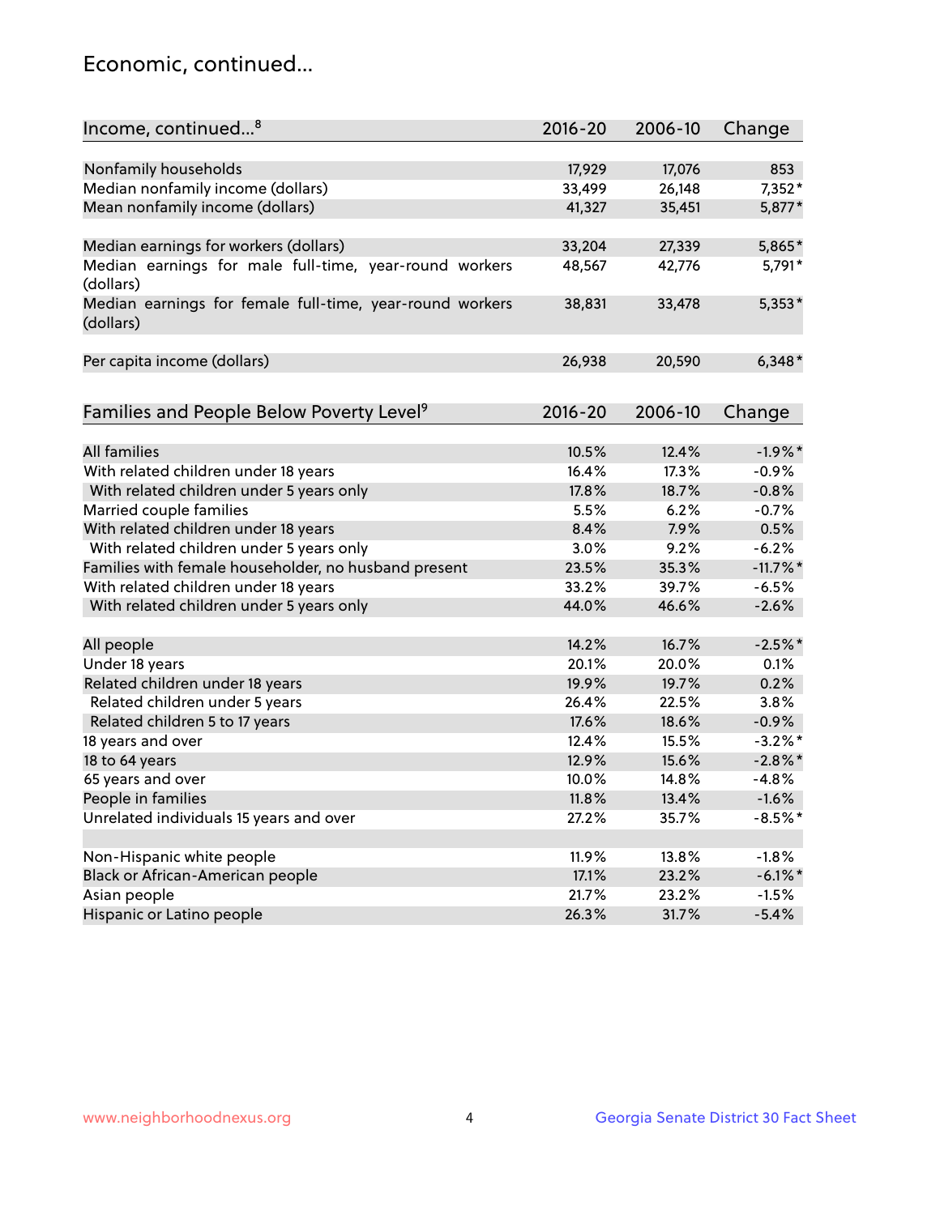## Economic, continued...

| Income, continued...[8] | 2016-20 | 2006-10 | Change |
|---|---|---|---|
| Nonfamily households | 17,929 | 17,076 | 853 |
| Median nonfamily income (dollars) | 33,499 | 26,148 | 7,352* |
| Mean nonfamily income (dollars) | 41,327 | 35,451 | 5,877* |
| Median earnings for workers (dollars) | 33,204 | 27,339 | 5,865* |
| Median earnings for male full-time, year-round workers (dollars) | 48,567 | 42,776 | 5,791* |
| Median earnings for female full-time, year-round workers (dollars) | 38,831 | 33,478 | 5,353* |
| Per capita income (dollars) | 26,938 | 20,590 | 6,348* |

| Families and People Below Poverty Level[9] | 2016-20 | 2006-10 | Change |
|---|---|---|---|
| All families | 10.5% | 12.4% | -1.9%* |
| With related children under 18 years | 16.4% | 17.3% | -0.9% |
| With related children under 5 years only | 17.8% | 18.7% | -0.8% |
| Married couple families | 5.5% | 6.2% | -0.7% |
| With related children under 18 years | 8.4% | 7.9% | 0.5% |
| With related children under 5 years only | 3.0% | 9.2% | -6.2% |
| Families with female householder, no husband present | 23.5% | 35.3% | -11.7%* |
| With related children under 18 years | 33.2% | 39.7% | -6.5% |
| With related children under 5 years only | 44.0% | 46.6% | -2.6% |
| All people | 14.2% | 16.7% | -2.5%* |
| Under 18 years | 20.1% | 20.0% | 0.1% |
| Related children under 18 years | 19.9% | 19.7% | 0.2% |
| Related children under 5 years | 26.4% | 22.5% | 3.8% |
| Related children 5 to 17 years | 17.6% | 18.6% | -0.9% |
| 18 years and over | 12.4% | 15.5% | -3.2%* |
| 18 to 64 years | 12.9% | 15.6% | -2.8%* |
| 65 years and over | 10.0% | 14.8% | -4.8% |
| People in families | 11.8% | 13.4% | -1.6% |
| Unrelated individuals 15 years and over | 27.2% | 35.7% | -8.5%* |
| Non-Hispanic white people | 11.9% | 13.8% | -1.8% |
| Black or African-American people | 17.1% | 23.2% | -6.1%* |
| Asian people | 21.7% | 23.2% | -1.5% |
| Hispanic or Latino people | 26.3% | 31.7% | -5.4% |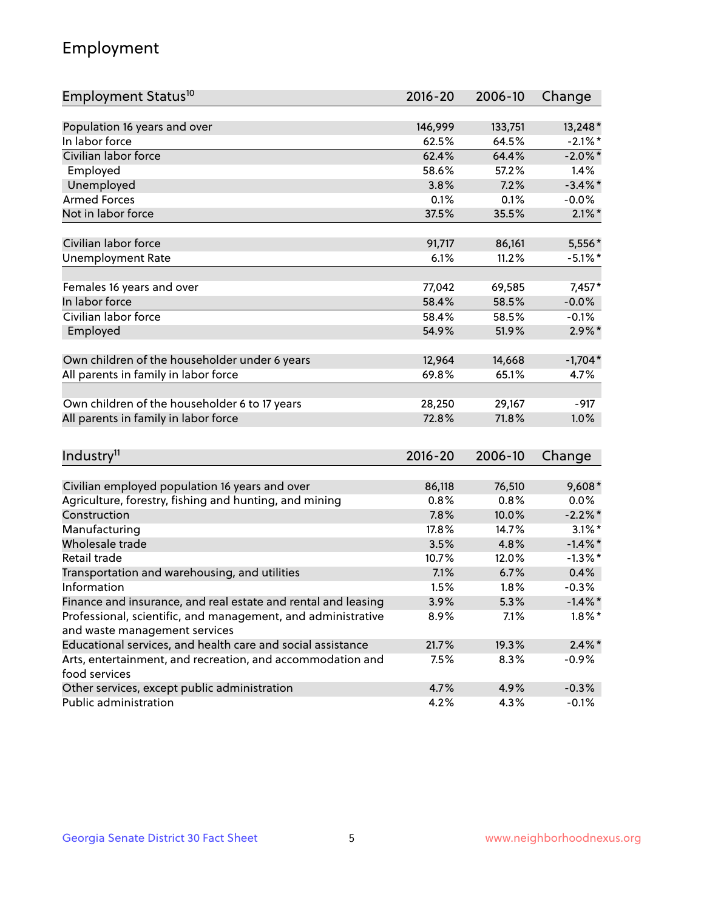## Employment

| Employment Status[10] | 2016-20 | 2006-10 | Change |
| --- | --- | --- | --- |
| Population 16 years and over | 146,999 | 133,751 | 13,248* |
| In labor force | 62.5% | 64.5% | -2.1%* |
| Civilian labor force | 62.4% | 64.4% | -2.0%* |
| Employed | 58.6% | 57.2% | 1.4% |
| Unemployed | 3.8% | 7.2% | -3.4%* |
| Armed Forces | 0.1% | 0.1% | -0.0% |
| Not in labor force | 37.5% | 35.5% | 2.1%* |
| | | | |
| Civilian labor force | 91,717 | 86,161 | 5,556* |
| Unemployment Rate | 6.1% | 11.2% | -5.1%* |
| | | | |
| Females 16 years and over | 77,042 | 69,585 | 7,457* |
| In labor force | 58.4% | 58.5% | -0.0% |
| Civilian labor force | 58.4% | 58.5% | -0.1% |
| Employed | 54.9% | 51.9% | 2.9%* |
| | | | |
| Own children of the householder under 6 years | 12,964 | 14,668 | -1,704* |
| All parents in family in labor force | 69.8% | 65.1% | 4.7% |
| | | | |
| Own children of the householder 6 to 17 years | 28,250 | 29,167 | -917 |
| All parents in family in labor force | 72.8% | 71.8% | 1.0% |

| Industry[11] | 2016-20 | 2006-10 | Change |
| --- | --- | --- | --- |
| Civilian employed population 16 years and over | 86,118 | 76,510 | 9,608* |
| Agriculture, forestry, fishing and hunting, and mining | 0.8% | 0.8% | 0.0% |
| Construction | 7.8% | 10.0% | -2.2%* |
| Manufacturing | 17.8% | 14.7% | 3.1%* |
| Wholesale trade | 3.5% | 4.8% | -1.4%* |
| Retail trade | 10.7% | 12.0% | -1.3%* |
| Transportation and warehousing, and utilities | 7.1% | 6.7% | 0.4% |
| Information | 1.5% | 1.8% | -0.3% |
| Finance and insurance, and real estate and rental and leasing | 3.9% | 5.3% | -1.4%* |
| Professional, scientific, and management, and administrative and waste management services | 8.9% | 7.1% | 1.8%* |
| Educational services, and health care and social assistance | 21.7% | 19.3% | 2.4%* |
| Arts, entertainment, and recreation, and accommodation and food services | 7.5% | 8.3% | -0.9% |
| Other services, except public administration | 4.7% | 4.9% | -0.3% |
| Public administration | 4.2% | 4.3% | -0.1% |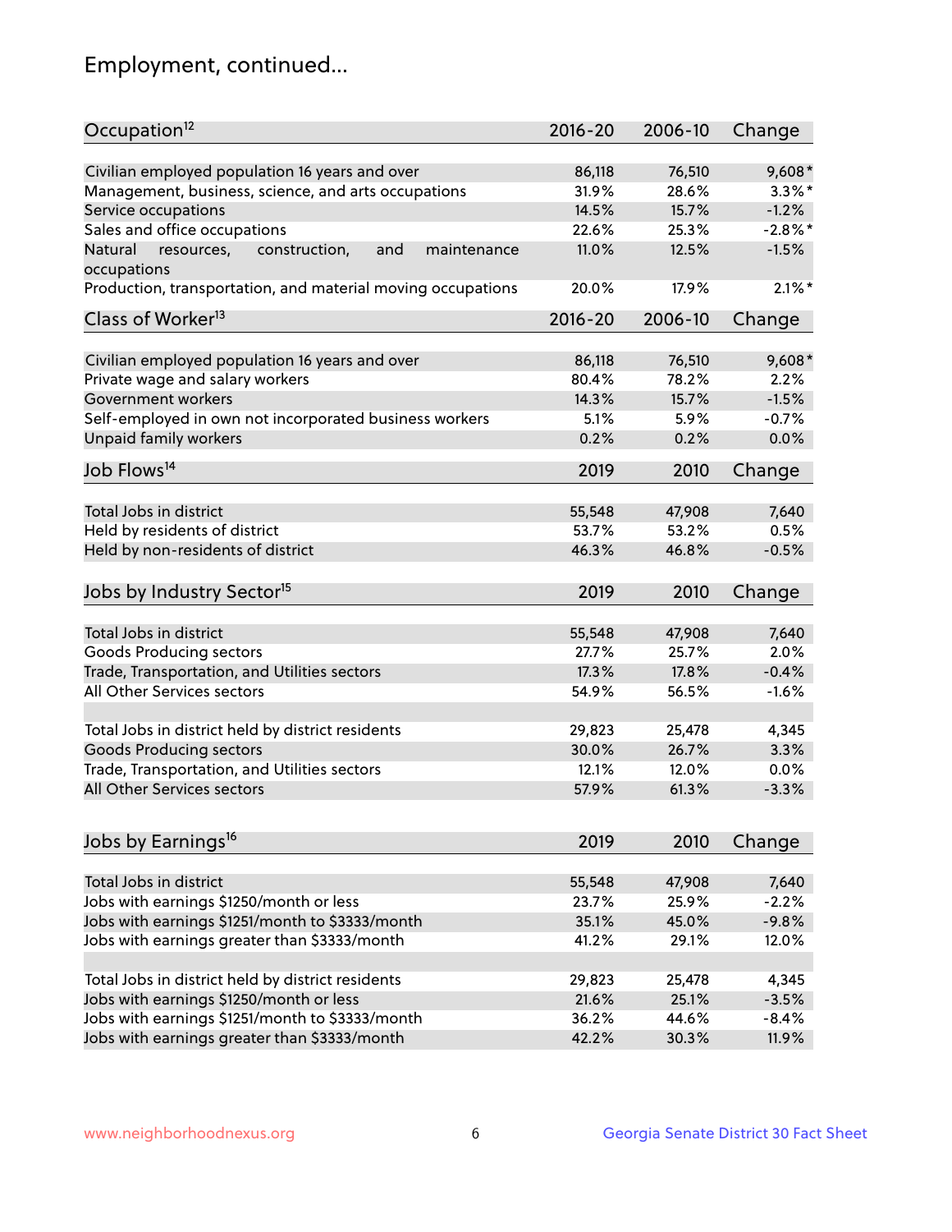# Employment, continued...

| Occupation[12] | 2016-20 | 2006-10 | Change |
|---|---|---|---|
| Civilian employed population 16 years and over | 86,118 | 76,510 | 9,608* |
| Management, business, science, and arts occupations | 31.9% | 28.6% | 3.3%* |
| Service occupations | 14.5% | 15.7% | -1.2% |
| Sales and office occupations | 22.6% | 25.3% | -2.8%* |
| Natural resources, construction, and maintenance occupations | 11.0% | 12.5% | -1.5% |
| Production, transportation, and material moving occupations | 20.0% | 17.9% | 2.1%* |

| Class of Worker[13] | 2016-20 | 2006-10 | Change |
|---|---|---|---|
| Civilian employed population 16 years and over | 86,118 | 76,510 | 9,608* |
| Private wage and salary workers | 80.4% | 78.2% | 2.2% |
| Government workers | 14.3% | 15.7% | -1.5% |
| Self-employed in own not incorporated business workers | 5.1% | 5.9% | -0.7% |
| Unpaid family workers | 0.2% | 0.2% | 0.0% |

| Job Flows[14] | 2019 | 2010 | Change |
|---|---|---|---|
| Total Jobs in district | 55,548 | 47,908 | 7,640 |
| Held by residents of district | 53.7% | 53.2% | 0.5% |
| Held by non-residents of district | 46.3% | 46.8% | -0.5% |

| Jobs by Industry Sector[15] | 2019 | 2010 | Change |
|---|---|---|---|
| Total Jobs in district | 55,548 | 47,908 | 7,640 |
| Goods Producing sectors | 27.7% | 25.7% | 2.0% |
| Trade, Transportation, and Utilities sectors | 17.3% | 17.8% | -0.4% |
| All Other Services sectors | 54.9% | 56.5% | -1.6% |
| | | | |
| Total Jobs in district held by district residents | 29,823 | 25,478 | 4,345 |
| Goods Producing sectors | 30.0% | 26.7% | 3.3% |
| Trade, Transportation, and Utilities sectors | 12.1% | 12.0% | 0.0% |
| All Other Services sectors | 57.9% | 61.3% | -3.3% |

| Jobs by Earnings[16] | 2019 | 2010 | Change |
|---|---|---|---|
| Total Jobs in district | 55,548 | 47,908 | 7,640 |
| Jobs with earnings $1250/month or less | 23.7% | 25.9% | -2.2% |
| Jobs with earnings $1251/month to $3333/month | 35.1% | 45.0% | -9.8% |
| Jobs with earnings greater than $3333/month | 41.2% | 29.1% | 12.0% |
| | | | |
| Total Jobs in district held by district residents | 29,823 | 25,478 | 4,345 |
| Jobs with earnings $1250/month or less | 21.6% | 25.1% | -3.5% |
| Jobs with earnings $1251/month to $3333/month | 36.2% | 44.6% | -8.4% |
| Jobs with earnings greater than $3333/month | 42.2% | 30.3% | 11.9% |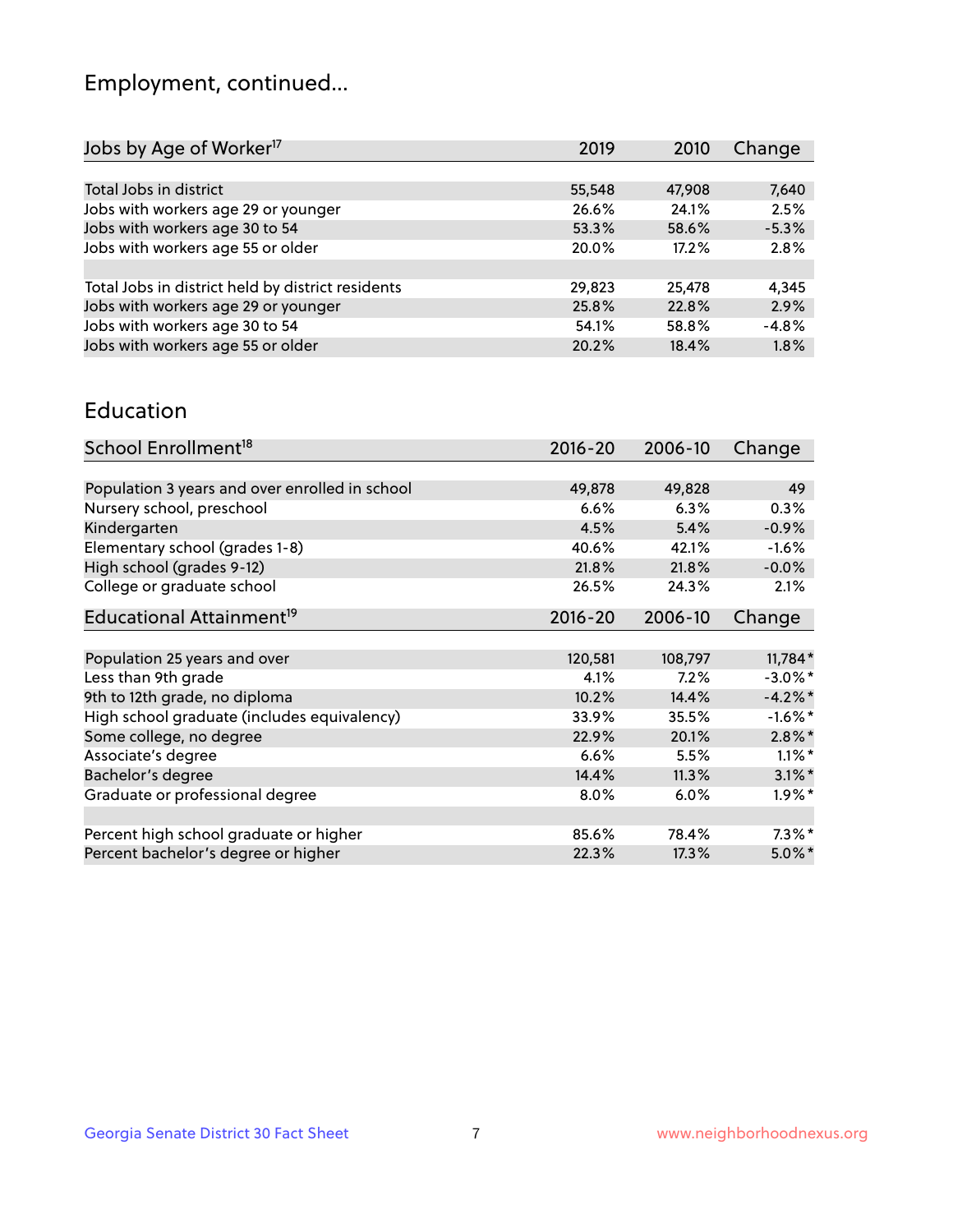## Employment, continued...

| Jobs by Age of Worker[17] | 2019 | 2010 | Change |
|---|---|---|---|
| Total Jobs in district | 55,548 | 47,908 | 7,640 |
| Jobs with workers age 29 or younger | 26.6% | 24.1% | 2.5% |
| Jobs with workers age 30 to 54 | 53.3% | 58.6% | -5.3% |
| Jobs with workers age 55 or older | 20.0% | 17.2% | 2.8% |
| | | | |
| Total Jobs in district held by district residents | 29,823 | 25,478 | 4,345 |
| Jobs with workers age 29 or younger | 25.8% | 22.8% | 2.9% |
| Jobs with workers age 30 to 54 | 54.1% | 58.8% | -4.8% |
| Jobs with workers age 55 or older | 20.2% | 18.4% | 1.8% |

## Education

| School Enrollment[18] | 2016-20 | 2006-10 | Change |
|---|---|---|---|
| Population 3 years and over enrolled in school | 49,878 | 49,828 | 49 |
| Nursery school, preschool | 6.6% | 6.3% | 0.3% |
| Kindergarten | 4.5% | 5.4% | -0.9% |
| Elementary school (grades 1-8) | 40.6% | 42.1% | -1.6% |
| High school (grades 9-12) | 21.8% | 21.8% | -0.0% |
| College or graduate school | 26.5% | 24.3% | 2.1% |

| Educational Attainment[19] | 2016-20 | 2006-10 | Change |
|---|---|---|---|
| Population 25 years and over | 120,581 | 108,797 | 11,784* |
| Less than 9th grade | 4.1% | 7.2% | -3.0%* |
| 9th to 12th grade, no diploma | 10.2% | 14.4% | -4.2%* |
| High school graduate (includes equivalency) | 33.9% | 35.5% | -1.6%* |
| Some college, no degree | 22.9% | 20.1% | 2.8%* |
| Associate's degree | 6.6% | 5.5% | 1.1%* |
| Bachelor's degree | 14.4% | 11.3% | 3.1%* |
| Graduate or professional degree | 8.0% | 6.0% | 1.9%* |
| | | | |
| Percent high school graduate or higher | 85.6% | 78.4% | 7.3%* |
| Percent bachelor's degree or higher | 22.3% | 17.3% | 5.0%* |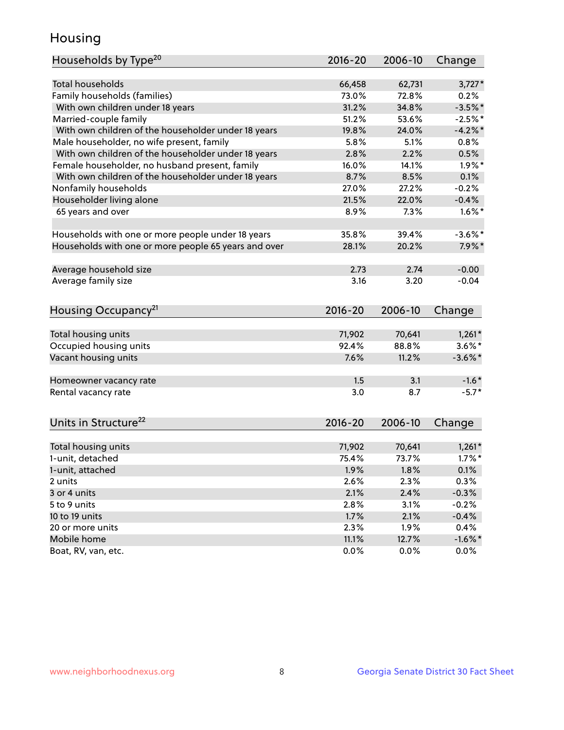# Housing

| Households by Type[20] | 2016-20 | 2006-10 | Change |
|---|---|---|---|
| Total households | 66,458 | 62,731 | 3,727* |
| Family households (families) | 73.0% | 72.8% | 0.2% |
| With own children under 18 years | 31.2% | 34.8% | -3.5%* |
| Married-couple family | 51.2% | 53.6% | -2.5%* |
| With own children of the householder under 18 years | 19.8% | 24.0% | -4.2%* |
| Male householder, no wife present, family | 5.8% | 5.1% | 0.8% |
| With own children of the householder under 18 years | 2.8% | 2.2% | 0.5% |
| Female householder, no husband present, family | 16.0% | 14.1% | 1.9%* |
| With own children of the householder under 18 years | 8.7% | 8.5% | 0.1% |
| Nonfamily households | 27.0% | 27.2% | -0.2% |
| Householder living alone | 21.5% | 22.0% | -0.4% |
| 65 years and over | 8.9% | 7.3% | 1.6%* |
| | | | |
| Households with one or more people under 18 years | 35.8% | 39.4% | -3.6%* |
| Households with one or more people 65 years and over | 28.1% | 20.2% | 7.9%* |
| | | | |
| Average household size | 2.73 | 2.74 | -0.00 |
| Average family size | 3.16 | 3.20 | -0.04 |

| Housing Occupancy[21] | 2016-20 | 2006-10 | Change |
|---|---|---|---|
| Total housing units | 71,902 | 70,641 | 1,261* |
| Occupied housing units | 92.4% | 88.8% | 3.6%* |
| Vacant housing units | 7.6% | 11.2% | -3.6%* |
| | | | |
| Homeowner vacancy rate | 1.5 | 3.1 | -1.6* |
| Rental vacancy rate | 3.0 | 8.7 | -5.7* |

| Units in Structure[22] | 2016-20 | 2006-10 | Change |
|---|---|---|---|
| Total housing units | 71,902 | 70,641 | 1,261* |
| 1-unit, detached | 75.4% | 73.7% | 1.7%* |
| 1-unit, attached | 1.9% | 1.8% | 0.1% |
| 2 units | 2.6% | 2.3% | 0.3% |
| 3 or 4 units | 2.1% | 2.4% | -0.3% |
| 5 to 9 units | 2.8% | 3.1% | -0.2% |
| 10 to 19 units | 1.7% | 2.1% | -0.4% |
| 20 or more units | 2.3% | 1.9% | 0.4% |
| Mobile home | 11.1% | 12.7% | -1.6%* |
| Boat, RV, van, etc. | 0.0% | 0.0% | 0.0% |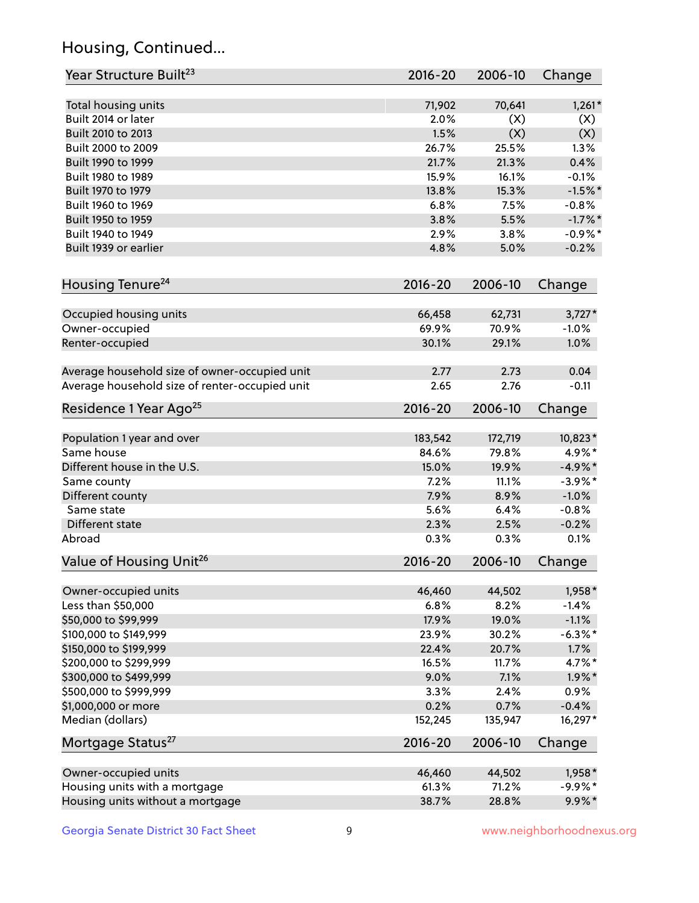## Housing, Continued...

| Year Structure Built[23] | 2016-20 | 2006-10 | Change |
|---|---|---|---|
| Total housing units | 71,902 | 70,641 | 1,261* |
| Built 2014 or later | 2.0% | (X) | (X) |
| Built 2010 to 2013 | 1.5% | (X) | (X) |
| Built 2000 to 2009 | 26.7% | 25.5% | 1.3% |
| Built 1990 to 1999 | 21.7% | 21.3% | 0.4% |
| Built 1980 to 1989 | 15.9% | 16.1% | -0.1% |
| Built 1970 to 1979 | 13.8% | 15.3% | -1.5%* |
| Built 1960 to 1969 | 6.8% | 7.5% | -0.8% |
| Built 1950 to 1959 | 3.8% | 5.5% | -1.7%* |
| Built 1940 to 1949 | 2.9% | 3.8% | -0.9%* |
| Built 1939 or earlier | 4.8% | 5.0% | -0.2% |

| Housing Tenure[24] | 2016-20 | 2006-10 | Change |
|---|---|---|---|
| Occupied housing units | 66,458 | 62,731 | 3,727* |
| Owner-occupied | 69.9% | 70.9% | -1.0% |
| Renter-occupied | 30.1% | 29.1% | 1.0% |
| Average household size of owner-occupied unit | 2.77 | 2.73 | 0.04 |
| Average household size of renter-occupied unit | 2.65 | 2.76 | -0.11 |

| Residence 1 Year Ago[25] | 2016-20 | 2006-10 | Change |
|---|---|---|---|
| Population 1 year and over | 183,542 | 172,719 | 10,823* |
| Same house | 84.6% | 79.8% | 4.9%* |
| Different house in the U.S. | 15.0% | 19.9% | -4.9%* |
| Same county | 7.2% | 11.1% | -3.9%* |
| Different county | 7.9% | 8.9% | -1.0% |
| Same state | 5.6% | 6.4% | -0.8% |
| Different state | 2.3% | 2.5% | -0.2% |
| Abroad | 0.3% | 0.3% | 0.1% |

| Value of Housing Unit[26] | 2016-20 | 2006-10 | Change |
|---|---|---|---|
| Owner-occupied units | 46,460 | 44,502 | 1,958* |
| Less than $50,000 | 6.8% | 8.2% | -1.4% |
| $50,000 to $99,999 | 17.9% | 19.0% | -1.1% |
| $100,000 to $149,999 | 23.9% | 30.2% | -6.3%* |
| $150,000 to $199,999 | 22.4% | 20.7% | 1.7% |
| $200,000 to $299,999 | 16.5% | 11.7% | 4.7%* |
| $300,000 to $499,999 | 9.0% | 7.1% | 1.9%* |
| $500,000 to $999,999 | 3.3% | 2.4% | 0.9% |
| $1,000,000 or more | 0.2% | 0.7% | -0.4% |
| Median (dollars) | 152,245 | 135,947 | 16,297* |

| Mortgage Status[27] | 2016-20 | 2006-10 | Change |
|---|---|---|---|
| Owner-occupied units | 46,460 | 44,502 | 1,958* |
| Housing units with a mortgage | 61.3% | 71.2% | -9.9%* |
| Housing units without a mortgage | 38.7% | 28.8% | 9.9%* |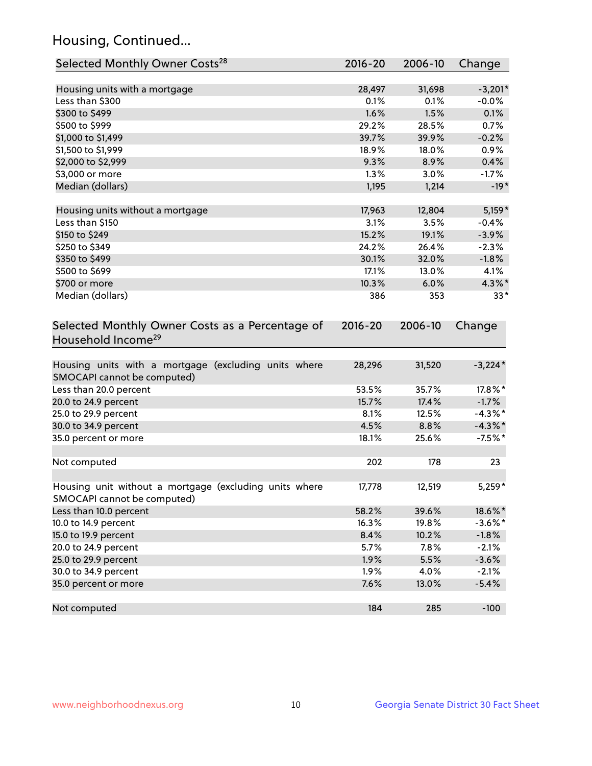## Housing, Continued...

| Selected Monthly Owner Costs[28] | 2016-20 | 2006-10 | Change |
|---|---|---|---|
| Housing units with a mortgage | 28,497 | 31,698 | -3,201* |
| Less than $300 | 0.1% | 0.1% | -0.0% |
| $300 to $499 | 1.6% | 1.5% | 0.1% |
| $500 to $999 | 29.2% | 28.5% | 0.7% |
| $1,000 to $1,499 | 39.7% | 39.9% | -0.2% |
| $1,500 to $1,999 | 18.9% | 18.0% | 0.9% |
| $2,000 to $2,999 | 9.3% | 8.9% | 0.4% |
| $3,000 or more | 1.3% | 3.0% | -1.7% |
| Median (dollars) | 1,195 | 1,214 | -19* |
| Housing units without a mortgage | 17,963 | 12,804 | 5,159* |
| Less than $150 | 3.1% | 3.5% | -0.4% |
| $150 to $249 | 15.2% | 19.1% | -3.9% |
| $250 to $349 | 24.2% | 26.4% | -2.3% |
| $350 to $499 | 30.1% | 32.0% | -1.8% |
| $500 to $699 | 17.1% | 13.0% | 4.1% |
| $700 or more | 10.3% | 6.0% | 4.3%* |
| Median (dollars) | 386 | 353 | 33* |

| Selected Monthly Owner Costs as a Percentage of Household Income[29] | 2016-20 | 2006-10 | Change |
|---|---|---|---|
| Housing units with a mortgage (excluding units where SMOCAPI cannot be computed) | 28,296 | 31,520 | -3,224* |
| Less than 20.0 percent | 53.5% | 35.7% | 17.8%* |
| 20.0 to 24.9 percent | 15.7% | 17.4% | -1.7% |
| 25.0 to 29.9 percent | 8.1% | 12.5% | -4.3%* |
| 30.0 to 34.9 percent | 4.5% | 8.8% | -4.3%* |
| 35.0 percent or more | 18.1% | 25.6% | -7.5%* |
| Not computed | 202 | 178 | 23 |
| Housing unit without a mortgage (excluding units where SMOCAPI cannot be computed) | 17,778 | 12,519 | 5,259* |
| Less than 10.0 percent | 58.2% | 39.6% | 18.6%* |
| 10.0 to 14.9 percent | 16.3% | 19.8% | -3.6%* |
| 15.0 to 19.9 percent | 8.4% | 10.2% | -1.8% |
| 20.0 to 24.9 percent | 5.7% | 7.8% | -2.1% |
| 25.0 to 29.9 percent | 1.9% | 5.5% | -3.6% |
| 30.0 to 34.9 percent | 1.9% | 4.0% | -2.1% |
| 35.0 percent or more | 7.6% | 13.0% | -5.4% |
| Not computed | 184 | 285 | -100 |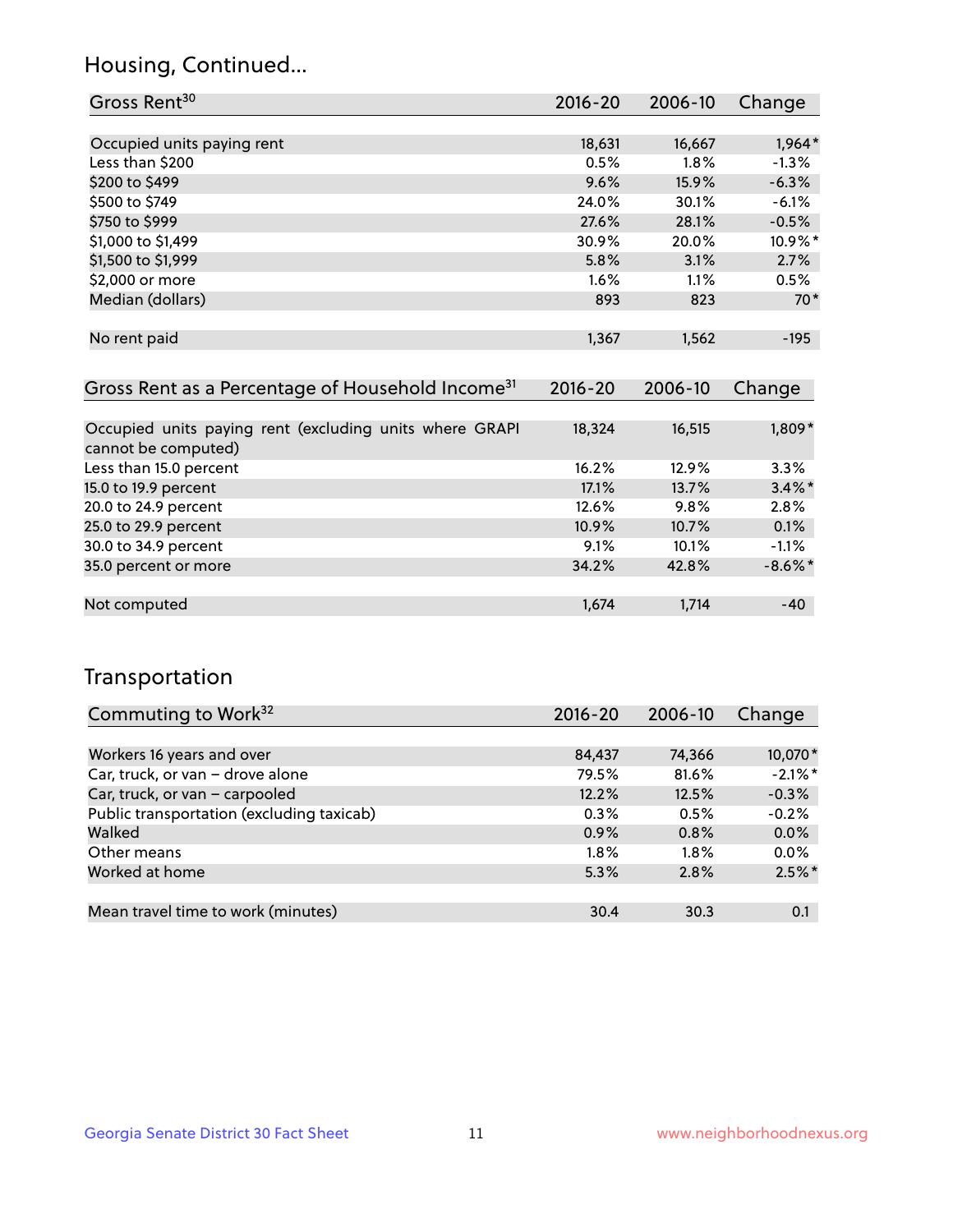## Housing, Continued...

| Gross Rent[30] | 2016-20 | 2006-10 | Change |
|---|---|---|---|
| Occupied units paying rent | 18,631 | 16,667 | 1,964* |
| Less than $200 | 0.5% | 1.8% | -1.3% |
| $200 to $499 | 9.6% | 15.9% | -6.3% |
| $500 to $749 | 24.0% | 30.1% | -6.1% |
| $750 to $999 | 27.6% | 28.1% | -0.5% |
| $1,000 to $1,499 | 30.9% | 20.0% | 10.9%* |
| $1,500 to $1,999 | 5.8% | 3.1% | 2.7% |
| $2,000 or more | 1.6% | 1.1% | 0.5% |
| Median (dollars) | 893 | 823 | 70* |
| No rent paid | 1,367 | 1,562 | -195 |

| Gross Rent as a Percentage of Household Income[31] | 2016-20 | 2006-10 | Change |
|---|---|---|---|
| Occupied units paying rent (excluding units where GRAPI cannot be computed) | 18,324 | 16,515 | 1,809* |
| Less than 15.0 percent | 16.2% | 12.9% | 3.3% |
| 15.0 to 19.9 percent | 17.1% | 13.7% | 3.4%* |
| 20.0 to 24.9 percent | 12.6% | 9.8% | 2.8% |
| 25.0 to 29.9 percent | 10.9% | 10.7% | 0.1% |
| 30.0 to 34.9 percent | 9.1% | 10.1% | -1.1% |
| 35.0 percent or more | 34.2% | 42.8% | -8.6%* |
| Not computed | 1,674 | 1,714 | -40 |

## Transportation

| Commuting to Work[32] | 2016-20 | 2006-10 | Change |
|---|---|---|---|
| Workers 16 years and over | 84,437 | 74,366 | 10,070* |
| Car, truck, or van – drove alone | 79.5% | 81.6% | -2.1%* |
| Car, truck, or van – carpooled | 12.2% | 12.5% | -0.3% |
| Public transportation (excluding taxicab) | 0.3% | 0.5% | -0.2% |
| Walked | 0.9% | 0.8% | 0.0% |
| Other means | 1.8% | 1.8% | 0.0% |
| Worked at home | 5.3% | 2.8% | 2.5%* |
| Mean travel time to work (minutes) | 30.4 | 30.3 | 0.1 |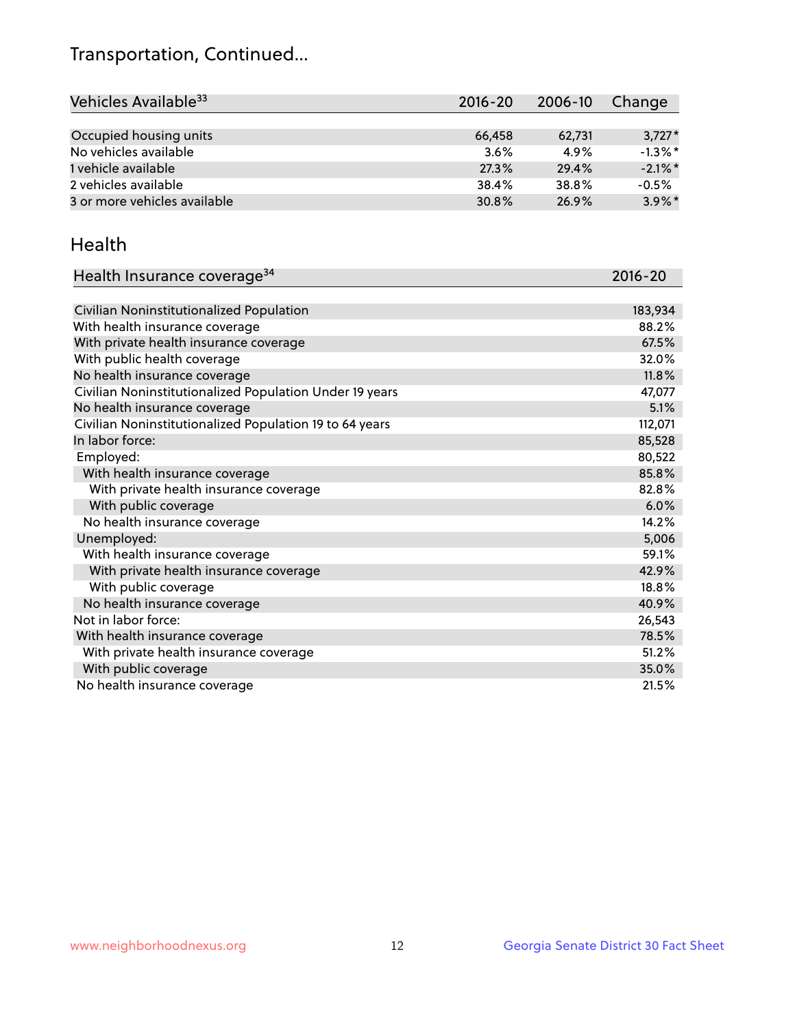# Transportation, Continued...

| Vehicles Available[33] | 2016-20 | 2006-10 | Change |
|---|---|---|---|
| Occupied housing units | 66,458 | 62,731 | 3,727* |
| No vehicles available | 3.6% | 4.9% | -1.3%* |
| 1 vehicle available | 27.3% | 29.4% | -2.1%* |
| 2 vehicles available | 38.4% | 38.8% | -0.5% |
| 3 or more vehicles available | 30.8% | 26.9% | 3.9%* |

## Health

| Health Insurance coverage[34] | 2016-20 |
|---|---|
| Civilian Noninstitutionalized Population | 183,934 |
| With health insurance coverage | 88.2% |
| With private health insurance coverage | 67.5% |
| With public health coverage | 32.0% |
| No health insurance coverage | 11.8% |
| Civilian Noninstitutionalized Population Under 19 years | 47,077 |
| No health insurance coverage | 5.1% |
| Civilian Noninstitutionalized Population 19 to 64 years | 112,071 |
| In labor force: | 85,528 |
| Employed: | 80,522 |
| With health insurance coverage | 85.8% |
| With private health insurance coverage | 82.8% |
| With public coverage | 6.0% |
| No health insurance coverage | 14.2% |
| Unemployed: | 5,006 |
| With health insurance coverage | 59.1% |
| With private health insurance coverage | 42.9% |
| With public coverage | 18.8% |
| No health insurance coverage | 40.9% |
| Not in labor force: | 26,543 |
| With health insurance coverage | 78.5% |
| With private health insurance coverage | 51.2% |
| With public coverage | 35.0% |
| No health insurance coverage | 21.5% |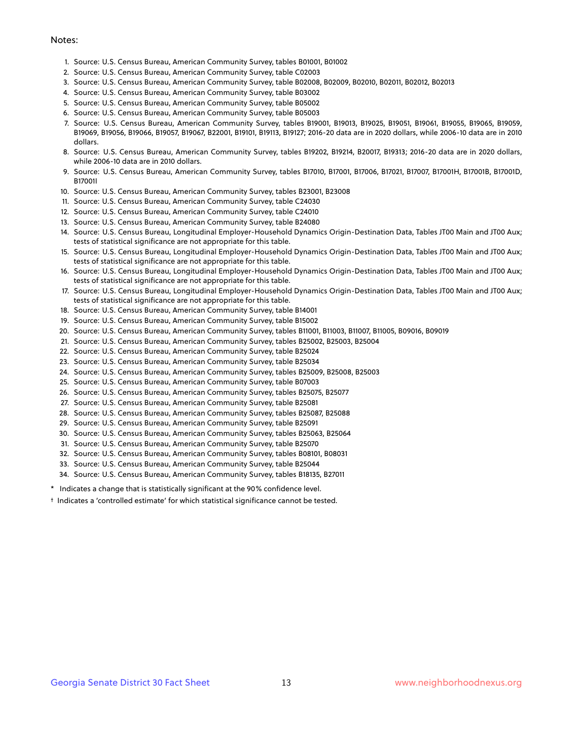Notes:

1. Source: U.S. Census Bureau, American Community Survey, tables B01001, B01002
2. Source: U.S. Census Bureau, American Community Survey, table C02003
3. Source: U.S. Census Bureau, American Community Survey, table B02008, B02009, B02010, B02011, B02012, B02013
4. Source: U.S. Census Bureau, American Community Survey, table B03002
5. Source: U.S. Census Bureau, American Community Survey, table B05002
6. Source: U.S. Census Bureau, American Community Survey, table B05003
7. Source: U.S. Census Bureau, American Community Survey, tables B19001, B19013, B19025, B19051, B19061, B19055, B19065, B19059, B19069, B19056, B19066, B19057, B19067, B22001, B19101, B19113, B19127; 2016-20 data are in 2020 dollars, while 2006-10 data are in 2010 dollars.
8. Source: U.S. Census Bureau, American Community Survey, tables B19202, B19214, B20017, B19313; 2016-20 data are in 2020 dollars, while 2006-10 data are in 2010 dollars.
9. Source: U.S. Census Bureau, American Community Survey, tables B17010, B17001, B17006, B17021, B17007, B17001H, B17001B, B17001D, B17001I
10. Source: U.S. Census Bureau, American Community Survey, tables B23001, B23008
11. Source: U.S. Census Bureau, American Community Survey, table C24030
12. Source: U.S. Census Bureau, American Community Survey, table C24010
13. Source: U.S. Census Bureau, American Community Survey, table B24080
14. Source: U.S. Census Bureau, Longitudinal Employer-Household Dynamics Origin-Destination Data, Tables JT00 Main and JT00 Aux; tests of statistical significance are not appropriate for this table.
15. Source: U.S. Census Bureau, Longitudinal Employer-Household Dynamics Origin-Destination Data, Tables JT00 Main and JT00 Aux; tests of statistical significance are not appropriate for this table.
16. Source: U.S. Census Bureau, Longitudinal Employer-Household Dynamics Origin-Destination Data, Tables JT00 Main and JT00 Aux; tests of statistical significance are not appropriate for this table.
17. Source: U.S. Census Bureau, Longitudinal Employer-Household Dynamics Origin-Destination Data, Tables JT00 Main and JT00 Aux; tests of statistical significance are not appropriate for this table.
18. Source: U.S. Census Bureau, American Community Survey, table B14001
19. Source: U.S. Census Bureau, American Community Survey, table B15002
20. Source: U.S. Census Bureau, American Community Survey, tables B11001, B11003, B11007, B11005, B09016, B09019
21. Source: U.S. Census Bureau, American Community Survey, tables B25002, B25003, B25004
22. Source: U.S. Census Bureau, American Community Survey, table B25024
23. Source: U.S. Census Bureau, American Community Survey, table B25034
24. Source: U.S. Census Bureau, American Community Survey, tables B25009, B25008, B25003
25. Source: U.S. Census Bureau, American Community Survey, table B07003
26. Source: U.S. Census Bureau, American Community Survey, tables B25075, B25077
27. Source: U.S. Census Bureau, American Community Survey, table B25081
28. Source: U.S. Census Bureau, American Community Survey, tables B25087, B25088
29. Source: U.S. Census Bureau, American Community Survey, table B25091
30. Source: U.S. Census Bureau, American Community Survey, tables B25063, B25064
31. Source: U.S. Census Bureau, American Community Survey, table B25070
32. Source: U.S. Census Bureau, American Community Survey, tables B08101, B08031
33. Source: U.S. Census Bureau, American Community Survey, table B25044
34. Source: U.S. Census Bureau, American Community Survey, tables B18135, B27011

\* Indicates a change that is statistically significant at the 90% confidence level.

† Indicates a 'controlled estimate' for which statistical significance cannot be tested.